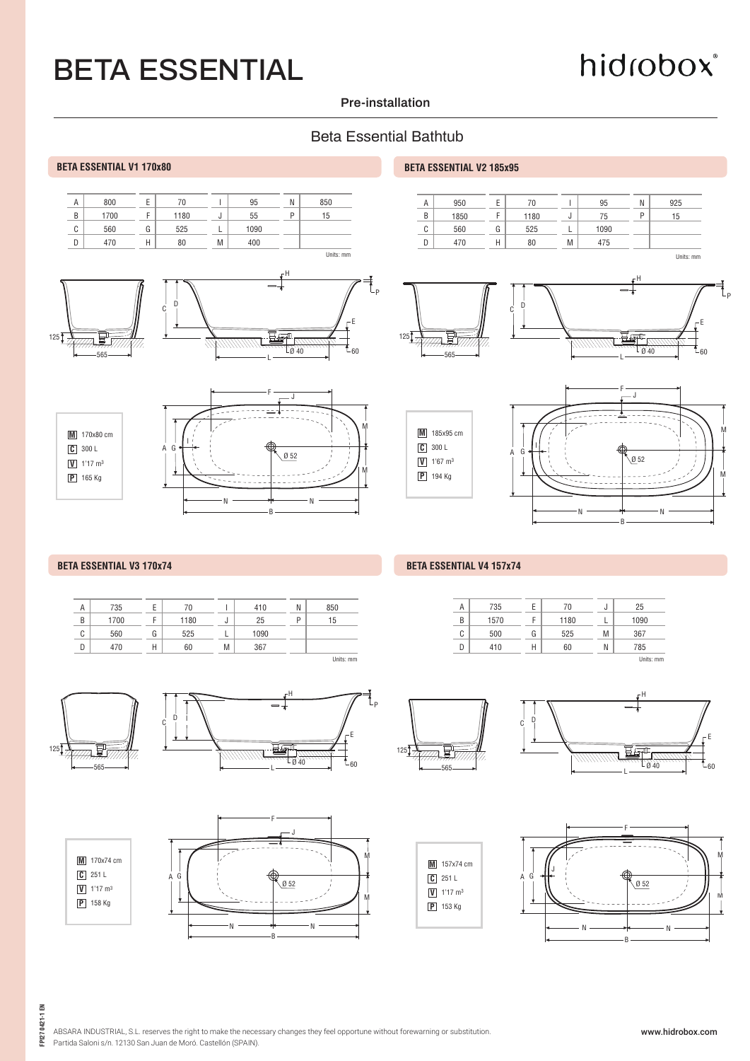# BETA ESSENTIAL

hidrobox

Pre-installation

## Beta Essential Bathtub

### BETA ESSENTIAL V1 170x80

| | | | | | | | |
|---|---|---|---|---|---|---|---|
| A | 800 | E | 70 | I | 95 | N | 850 |
| B | 1700 | F | 1180 | J | 55 | P | 15 |
| C | 560 | G | 525 | L | 1090 | | |
| D | 470 | H | 80 | M | 400 | | |

Units: mm

- **M** 170x80 cm
- **C** 300 L
- **V** 1'17 m³
- **P** 165 Kg

### BETA ESSENTIAL V2 185x95

| | | | | | | | |
|---|---|---|---|---|---|---|---|
| A | 950 | E | 70 | I | 95 | N | 925 |
| B | 1850 | F | 1180 | J | 75 | P | 15 |
| C | 560 | G | 525 | L | 1090 | | |
| D | 470 | H | 80 | M | 475 | | |

Units: mm

- **M** 185x95 cm
- **C** 300 L
- **V** 1'67 m³
- **P** 194 Kg

### BETA ESSENTIAL V3 170x74

| | | | | | | | |
|---|---|---|---|---|---|---|---|
| A | 735 | E | 70 | I | 410 | N | 850 |
| B | 1700 | F | 1180 | J | 25 | P | 15 |
| C | 560 | G | 525 | L | 1090 | | |
| D | 470 | H | 60 | M | 367 | | |

Units: mm

- **M** 170x74 cm
- **C** 251 L
- **V** 1'17 m³
- **P** 158 Kg

### BETA ESSENTIAL V4 157x74

| | | | | | |
|---|---|---|---|---|---|
| A | 735 | E | 70 | J | 25 |
| B | 1570 | F | 1180 | L | 1090 |
| C | 500 | G | 525 | M | 367 |
| D | 410 | H | 60 | N | 785 |

Units: mm

- **M** 157x74 cm
- **C** 251 L
- **V** 1'17 m³
- **P** 153 Kg

ABSARA INDUSTRIAL, S.L. reserves the right to make the necessary changes they feel opportune without forewarning or substitution.
Partida Saloni s/n. 12130 San Juan de Moró. Castellón (SPAIN).

www.hidrobox.com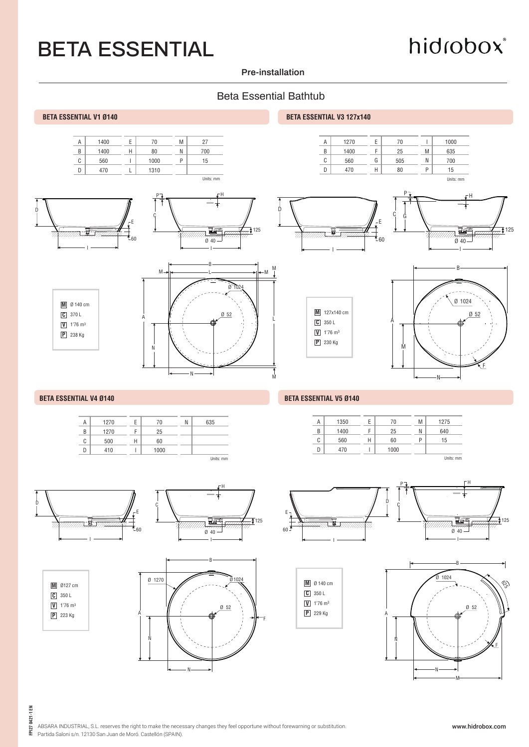# BETA ESSENTIAL

hidrobox®

Pre-installation

## Beta Essential Bathtub

### BETA ESSENTIAL V1 Ø140

| | | | | | |
|---|---|---|---|---|---|
| A | 1400 | E | 70 | M | 27 |
| B | 1400 | H | 80 | N | 700 |
| C | 560 | I | 1000 | P | 15 |
| D | 470 | L | 1310 | | |

Units: mm

- **M** Ø 140 cm
- **C** 370 L
- **V** 1'76 m³
- **P** 238 Kg

### BETA ESSENTIAL V3 127x140

| | | | | | |
|---|---|---|---|---|---|
| A | 1270 | E | 70 | I | 1000 |
| B | 1400 | F | 25 | M | 635 |
| C | 560 | G | 505 | N | 700 |
| D | 470 | H | 80 | P | 15 |

Units: mm

- **M** 127x140 cm
- **C** 350 L
- **V** 1'76 m³
- **P** 230 Kg

### BETA ESSENTIAL V4 Ø140

| | | | | | |
|---|---|---|---|---|---|
| A | 1270 | E | 70 | N | 635 |
| B | 1270 | F | 25 | | |
| C | 500 | H | 60 | | |
| D | 410 | I | 1000 | | |

Units: mm

- **M** Ø127 cm
- **C** 350 L
- **V** 1'76 m³
- **P** 223 Kg

### BETA ESSENTIAL V5 Ø140

| | | | | | |
|---|---|---|---|---|---|
| A | 1350 | E | 70 | M | 1275 |
| B | 1400 | F | 25 | N | 640 |
| C | 560 | H | 60 | P | 15 |
| D | 470 | I | 1000 | | |

Units: mm

- **M** Ø 140 cm
- **C** 350 L
- **V** 1'76 m³
- **P** 229 Kg

ABSARA INDUSTRIAL, S.L. reserves the right to make the necessary changes they feel opportune without forewarning or substitution.
Partida Saloni s/n. 12130 San Juan de Moró. Castellón (SPAIN).

www.hidrobox.com

FPI27 0421-1 EN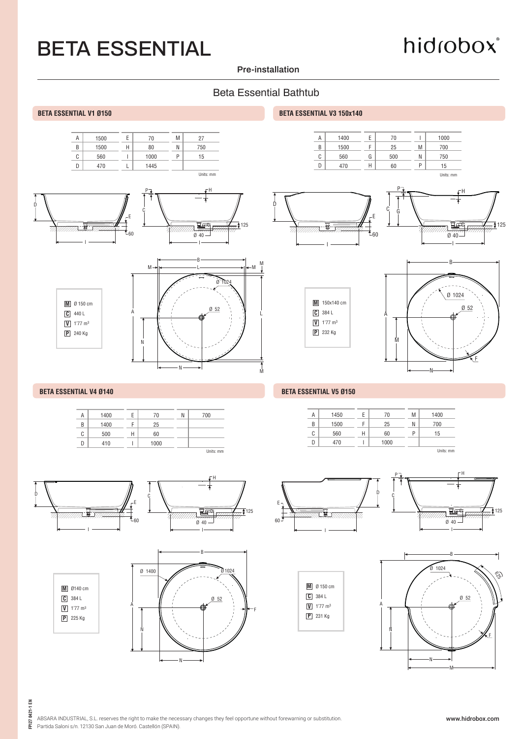# BETA ESSENTIAL

hidrobox®

Pre-installation

## Beta Essential Bathtub

### BETA ESSENTIAL V1 Ø150

| | | | | | |
|---|---|---|---|---|---|
| A | 1500 | E | 70 | M | 27 |
| B | 1500 | H | 80 | N | 750 |
| C | 560 | I | 1000 | P | 15 |
| D | 470 | L | 1445 | | |

Units: mm

- **M** Ø 150 cm
- **C** 440 L
- **V** 1'77 m³
- **P** 240 Kg

### BETA ESSENTIAL V3 150x140

| | | | | | |
|---|---|---|---|---|---|
| A | 1400 | E | 70 | I | 1000 |
| B | 1500 | F | 25 | M | 700 |
| C | 560 | G | 500 | N | 750 |
| D | 470 | H | 60 | P | 15 |

Units: mm

- **M** 150x140 cm
- **C** 384 L
- **V** 1'77 m³
- **P** 232 Kg

### BETA ESSENTIAL V4 Ø140

| | | | | | |
|---|---|---|---|---|---|
| A | 1400 | E | 70 | N | 700 |
| B | 1400 | F | 25 | | |
| C | 500 | H | 60 | | |
| D | 410 | I | 1000 | | |

Units: mm

- **M** Ø140 cm
- **C** 384 L
- **V** 1'77 m³
- **P** 225 Kg

### BETA ESSENTIAL V5 Ø150

| | | | | | |
|---|---|---|---|---|---|
| A | 1450 | E | 70 | M | 1400 |
| B | 1500 | F | 25 | N | 700 |
| C | 560 | H | 60 | P | 15 |
| D | 470 | I | 1000 | | |

Units: mm

- **M** Ø 150 cm
- **C** 384 L
- **V** 1'77 m³
- **P** 231 Kg

ABSARA INDUSTRIAL, S.L. reserves the right to make the necessary changes they feel opportune without forewarning or substitution.
Partida Saloni s/n. 12130 San Juan de Moró. Castellón (SPAIN).

www.hidrobox.com

FPI27 0421-1 EN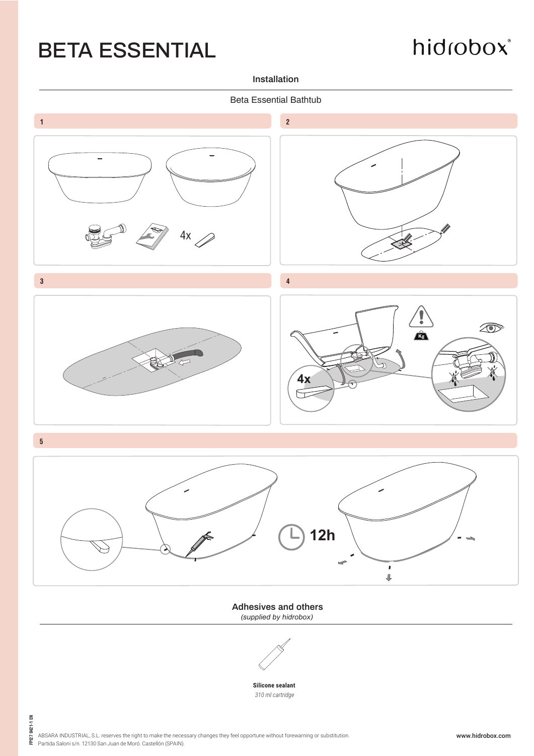# BETA ESSENTIAL

hidrobox

## Installation

### Beta Essential Bathtub

1

4x

2

3

4

4x

Kg

5

12h

## Adhesives and others

*(supplied by hidrobox)*

**Silicone sealant**

*310 ml cartridge*

FP127 0421-1 EN

ABSARA INDUSTRIAL, S.L. reserves the right to make the necessary changes they feel opportune without forewarning or substitution.
Partida Saloni s/n. 12130 San Juan de Moró. Castellón (SPAIN).

www.hidrobox.com